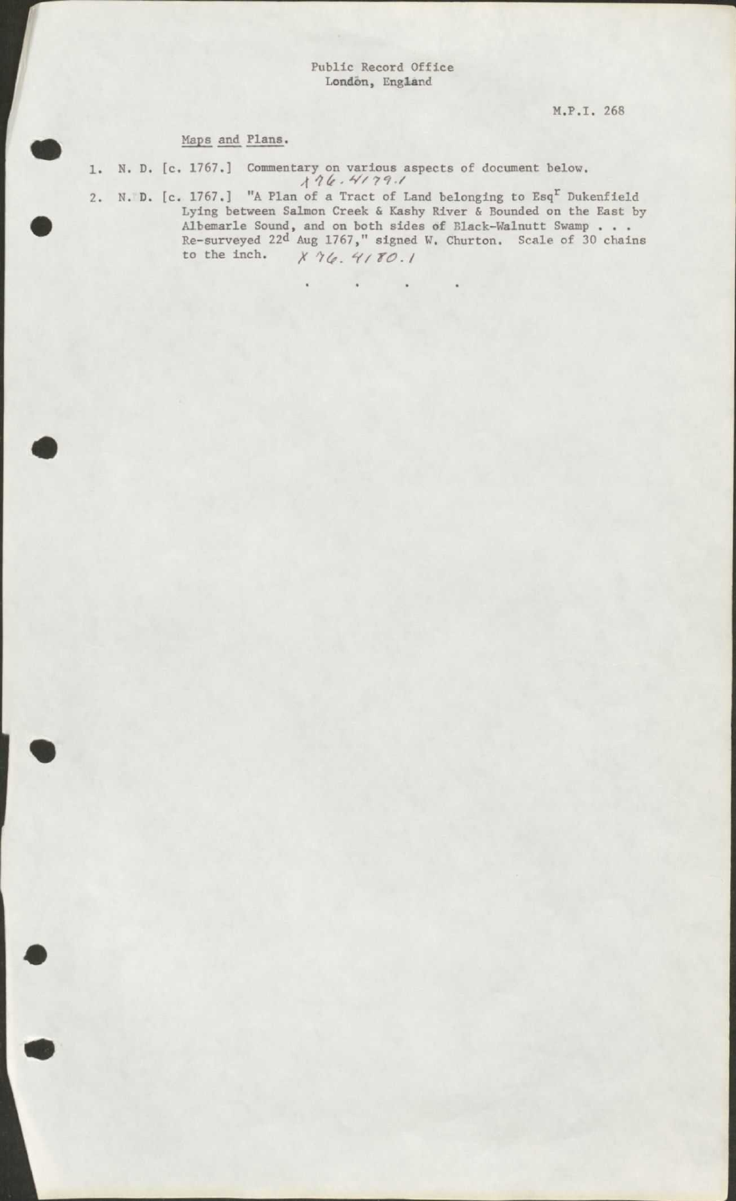Public Record Office
London, England

M.P.I. 268

Maps and Plans.

1. N. D. [c. 1767.] Commentary on various aspects of document below. X76.4179.1

2. N. D. [c. 1767.] "A Plan of a Tract of Land belonging to Esq[r] Dukenfield Lying between Salmon Creek & Kashy River & Bounded on the East by Albemarle Sound, and on both sides of Black-Walnutt Swamp . . . Re-surveyed 22[d] Aug 1767," signed W. Churton. Scale of 30 chains to the inch. X76.4180.1

. . . .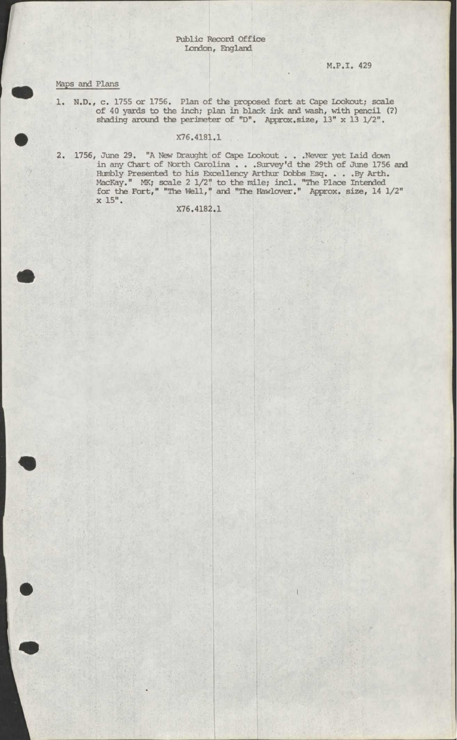Public Record Office
London, England

M.P.I. 429

Maps and Plans

1. N.D., c. 1755 or 1756. Plan of the proposed fort at Cape Lookout; scale of 40 yards to the inch; plan in black ink and wash, with pencil (?) shading around the perimeter of "D". Approx.size, 13" x 13 1/2".

   X76.4181.1

2. 1756, June 29. "A New Draught of Cape Lookout . . .Never yet Laid down in any Chart of North Carolina . . .Survey'd the 29th of June 1756 and Humbly Presented to his Excellency Arthur Dobbs Esq. . . .By Arth. MacKay." MK; scale 2 1/2" to the mile; incl. "The Place Intended for the Fort," "The Well," and "The Hawlover." Approx. size, 14 1/2" x 15".

   X76.4182.1